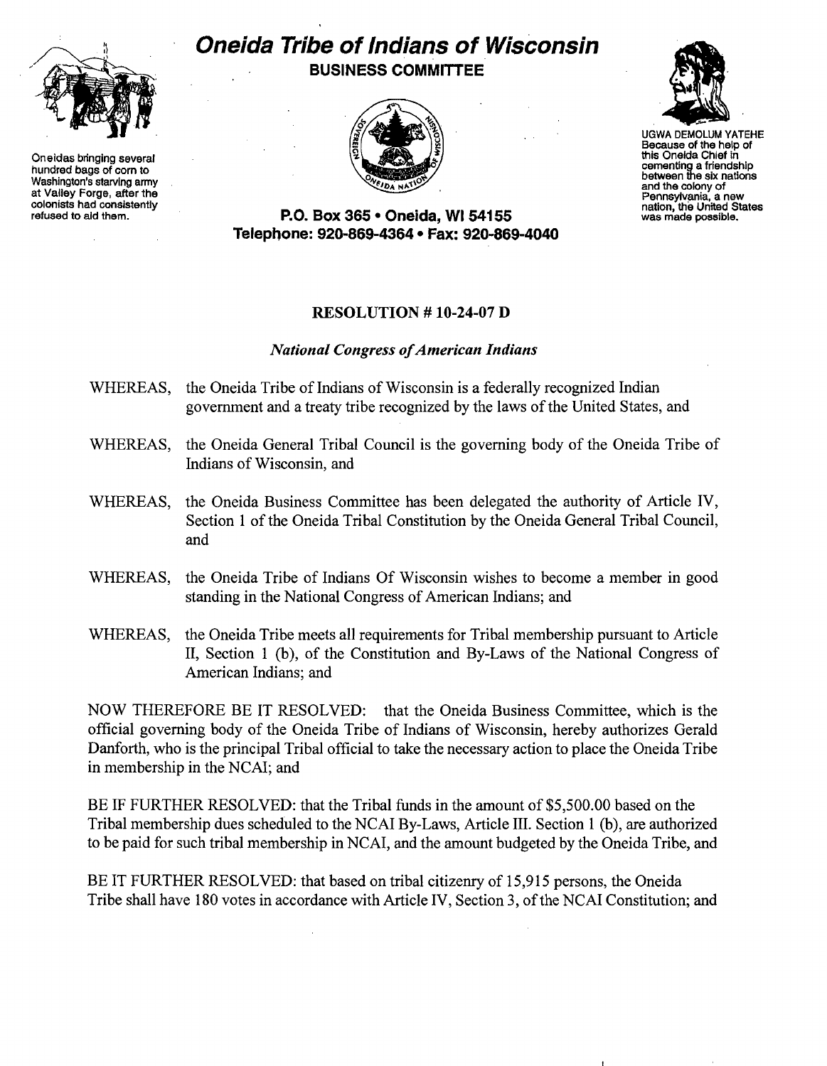# Oneida Tribe of Indians of Wisconsin

**BUSINESS COMMITTEE**

Oneidas bringing several hundred bags of corn to Washington's starving army at Valley Forge, after the colonists had consistently refused to aid them.

UGWA DEMOLUM YATEHE
Because of the help of this Oneida Chief in cementing a friendship between the six nations and the colony of Pennsylvania, a new nation, the United States was made possible.

**P.O. Box 365 • Oneida, WI 54155**
**Telephone: 920-869-4364 • Fax: 920-869-4040**

## RESOLUTION # 10-24-07 D

*National Congress of American Indians*

WHEREAS, the Oneida Tribe of Indians of Wisconsin is a federally recognized Indian government and a treaty tribe recognized by the laws of the United States, and

WHEREAS, the Oneida General Tribal Council is the governing body of the Oneida Tribe of Indians of Wisconsin, and

WHEREAS, the Oneida Business Committee has been delegated the authority of Article IV, Section 1 of the Oneida Tribal Constitution by the Oneida General Tribal Council, and

WHEREAS, the Oneida Tribe of Indians Of Wisconsin wishes to become a member in good standing in the National Congress of American Indians; and

WHEREAS, the Oneida Tribe meets all requirements for Tribal membership pursuant to Article II, Section 1 (b), of the Constitution and By-Laws of the National Congress of American Indians; and

NOW THEREFORE BE IT RESOLVED: that the Oneida Business Committee, which is the official governing body of the Oneida Tribe of Indians of Wisconsin, hereby authorizes Gerald Danforth, who is the principal Tribal official to take the necessary action to place the Oneida Tribe in membership in the NCAI; and

BE IF FURTHER RESOLVED: that the Tribal funds in the amount of $5,500.00 based on the Tribal membership dues scheduled to the NCAI By-Laws, Article III. Section 1 (b), are authorized to be paid for such tribal membership in NCAI, and the amount budgeted by the Oneida Tribe, and

BE IT FURTHER RESOLVED: that based on tribal citizenry of 15,915 persons, the Oneida Tribe shall have 180 votes in accordance with Article IV, Section 3, of the NCAI Constitution; and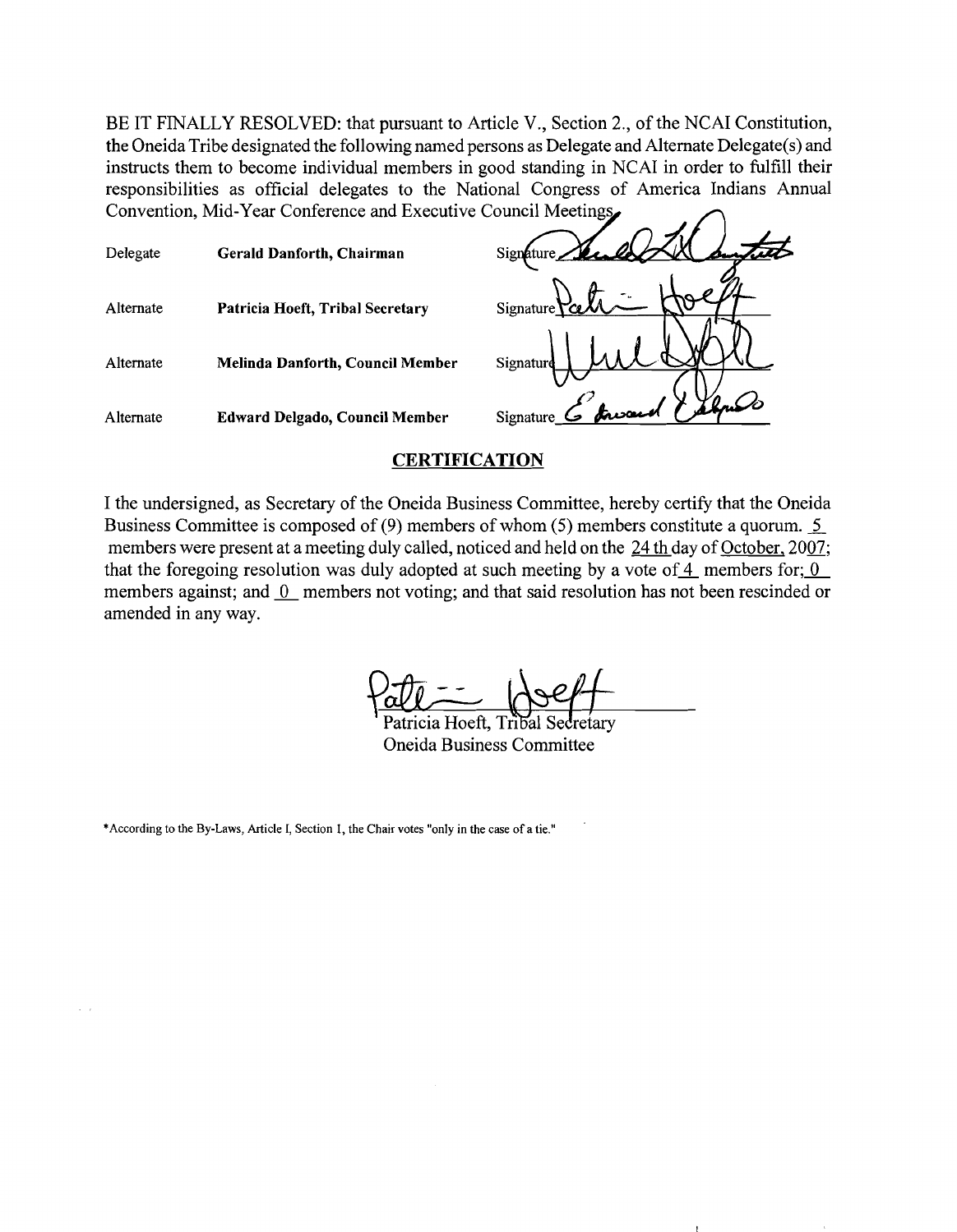BE IT FINALLY RESOLVED: that pursuant to Article V., Section 2., of the NCAI Constitution, the Oneida Tribe designated the following named persons as Delegate and Alternate Delegate(s) and instructs them to become individual members in good standing in NCAI in order to fulfill their responsibilities as official delegates to the National Congress of America Indians Annual Convention, Mid-Year Conference and Executive Council Meetings.

| | | |
|---|---|---|
| Delegate | **Gerald Danforth, Chairman** | Signature |
| Alternate | **Patricia Hoeft, Tribal Secretary** | Signature |
| Alternate | **Melinda Danforth, Council Member** | Signature |
| Alternate | **Edward Delgado, Council Member** | Signature |

## CERTIFICATION

I the undersigned, as Secretary of the Oneida Business Committee, hereby certify that the Oneida Business Committee is composed of (9) members of whom (5) members constitute a quorum. 5 members were present at a meeting duly called, noticed and held on the 24 th day of October, 2007; that the foregoing resolution was duly adopted at such meeting by a vote of 4 members for; 0 members against; and 0 members not voting; and that said resolution has not been rescinded or amended in any way.

Patricia Hoeft, Tribal Secretary
Oneida Business Committee

*According to the By-Laws, Article I, Section 1, the Chair votes "only in the case of a tie."